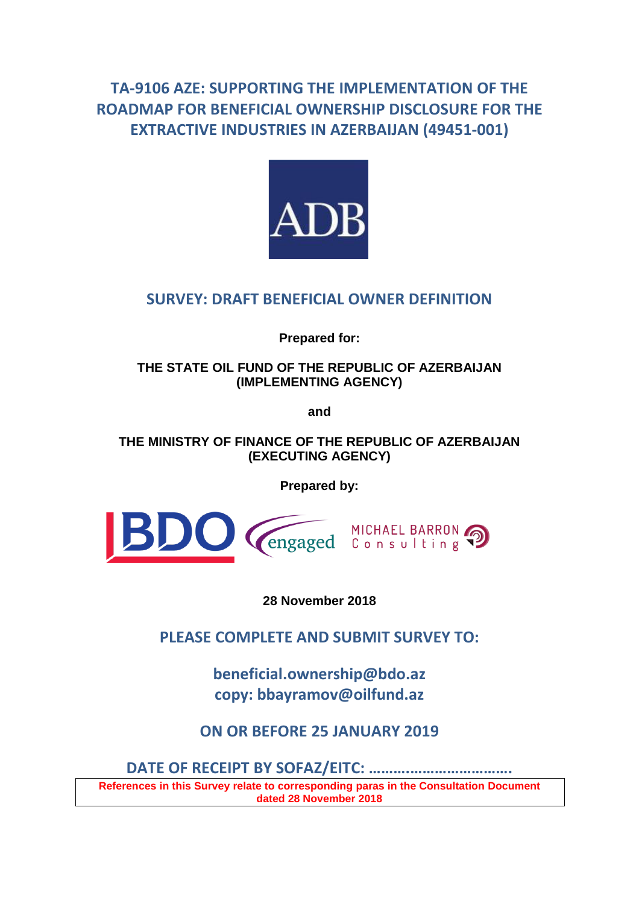# TA-9106 AZE: SUPPORTING THE IMPLEMENTATION OF THE ROADMAP FOR BENEFICIAL OWNERSHIP DISCLOSURE FOR THE EXTRACTIVE INDUSTRIES IN AZERBAIJAN (49451-001)

ADB

## SURVEY: DRAFT BENEFICIAL OWNER DEFINITION

**Prepared for:**

**THE STATE OIL FUND OF THE REPUBLIC OF AZERBAIJAN (IMPLEMENTING AGENCY)**

**and**

**THE MINISTRY OF FINANCE OF THE REPUBLIC OF AZERBAIJAN (EXECUTING AGENCY)**

**Prepared by:**

BDO engaged MICHAEL BARRON Consulting

**28 November 2018**

## PLEASE COMPLETE AND SUBMIT SURVEY TO:

**beneficial.ownership@bdo.az**
**copy: bbayramov@oilfund.az**

## ON OR BEFORE 25 JANUARY 2019

## DATE OF RECEIPT BY SOFAZ/EITC: ……………………………

**References in this Survey relate to corresponding paras in the Consultation Document dated 28 November 2018**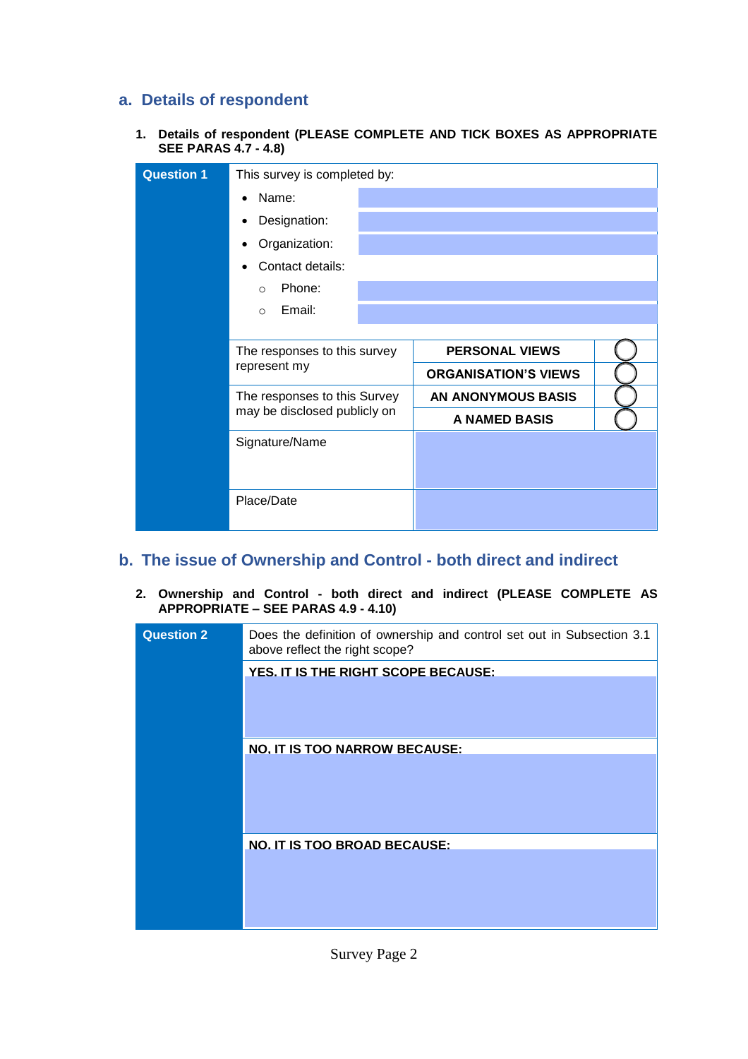## a. Details of respondent

1. **Details of respondent (PLEASE COMPLETE AND TICK BOXES AS APPROPRIATE SEE PARAS 4.7 - 4.8)**

| **Question 1** | This survey is completed by: | | |
|---|---|---|---|
| | • Name: | | |
| | • Designation: | | |
| | • Organization: | | |
| | • Contact details: | | |
| | ○ Phone: | | |
| | ○ Email: | | |
| | The responses to this survey represent my | **PERSONAL VIEWS** | ◯ |
| | | **ORGANISATION'S VIEWS** | ◯ |
| | The responses to this Survey may be disclosed publicly on | **AN ANONYMOUS BASIS** | ◯ |
| | | **A NAMED BASIS** | ◯ |
| | Signature/Name | | |
| | Place/Date | | |

## b. The issue of Ownership and Control - both direct and indirect

2. **Ownership and Control - both direct and indirect (PLEASE COMPLETE AS APPROPRIATE – SEE PARAS 4.9 - 4.10)**

| **Question 2** | Does the definition of ownership and control set out in Subsection 3.1 above reflect the right scope? |
|---|---|
| | **YES, IT IS THE RIGHT SCOPE BECAUSE:** |
| | **NO, IT IS TOO NARROW BECAUSE:** |
| | **NO, IT IS TOO BROAD BECAUSE:** |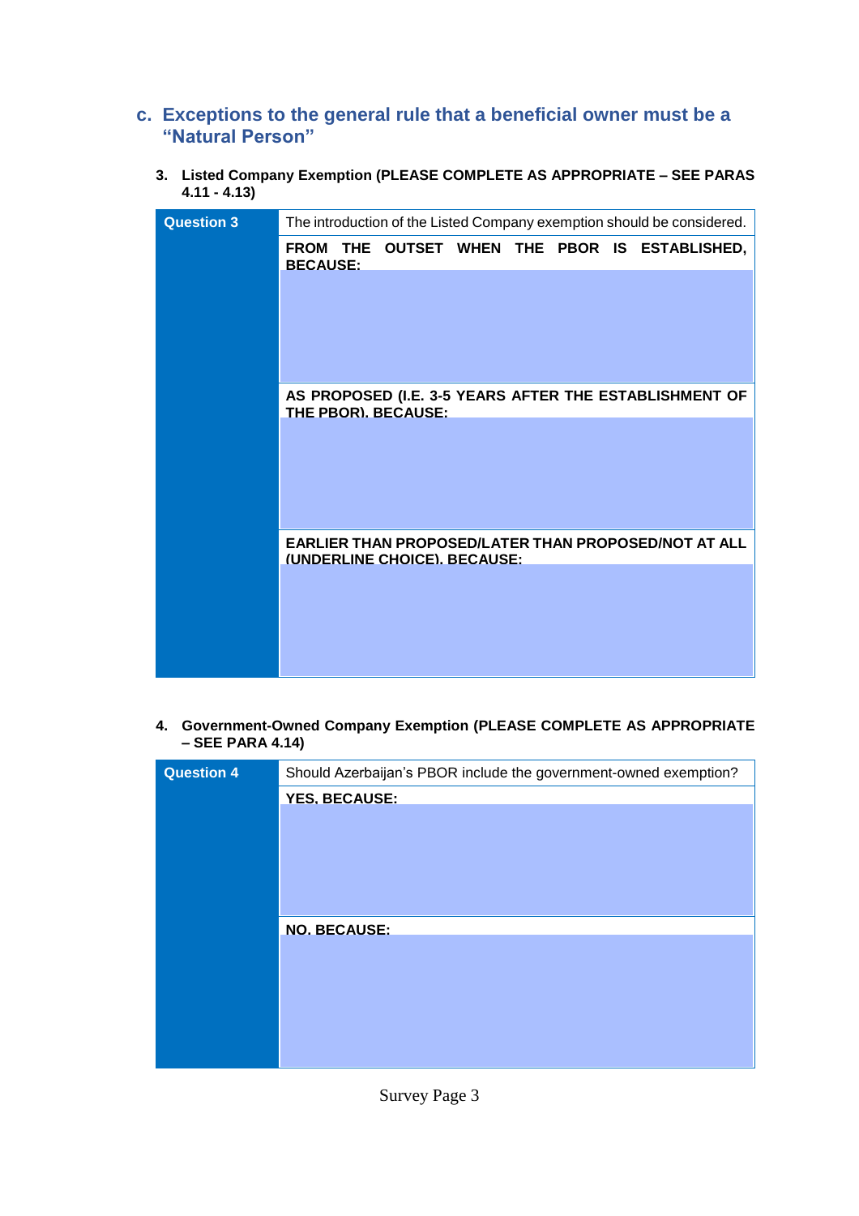## c. Exceptions to the general rule that a beneficial owner must be a "Natural Person"

**3. Listed Company Exemption (PLEASE COMPLETE AS APPROPRIATE – SEE PARAS 4.11 - 4.13)**

| Question 3 | The introduction of the Listed Company exemption should be considered. |
|---|---|
| | **FROM THE OUTSET WHEN THE PBOR IS ESTABLISHED, BECAUSE:** |
| | |
| | **AS PROPOSED (I.E. 3-5 YEARS AFTER THE ESTABLISHMENT OF THE PBOR), BECAUSE:** |
| | |
| | **EARLIER THAN PROPOSED/LATER THAN PROPOSED/NOT AT ALL (UNDERLINE CHOICE), BECAUSE:** |
| | |

**4. Government-Owned Company Exemption (PLEASE COMPLETE AS APPROPRIATE – SEE PARA 4.14)**

| Question 4 | Should Azerbaijan's PBOR include the government-owned exemption? |
|---|---|
| | **YES, BECAUSE:** |
| | |
| | **NO, BECAUSE:** |
| | |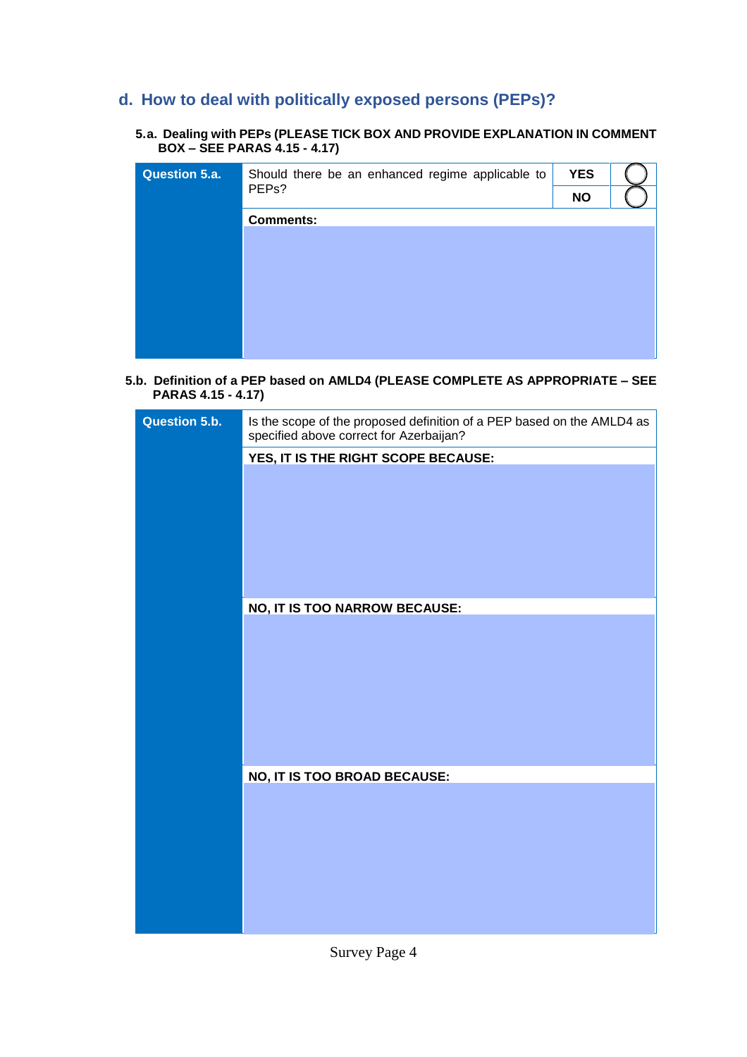## d. How to deal with politically exposed persons (PEPs)?

**5.a. Dealing with PEPs (PLEASE TICK BOX AND PROVIDE EXPLANATION IN COMMENT BOX – SEE PARAS 4.15 - 4.17)**

| Question 5.a. | Should there be an enhanced regime applicable to PEPs? | YES | ◯ |
|---|---|---|---|
| | | NO | ◯ |
| | **Comments:** | | |

**5.b. Definition of a PEP based on AMLD4 (PLEASE COMPLETE AS APPROPRIATE – SEE PARAS 4.15 - 4.17)**

| Question 5.b. | Is the scope of the proposed definition of a PEP based on the AMLD4 as specified above correct for Azerbaijan? |
|---|---|
| | **YES, IT IS THE RIGHT SCOPE BECAUSE:** |
| | **NO, IT IS TOO NARROW BECAUSE:** |
| | **NO, IT IS TOO BROAD BECAUSE:** |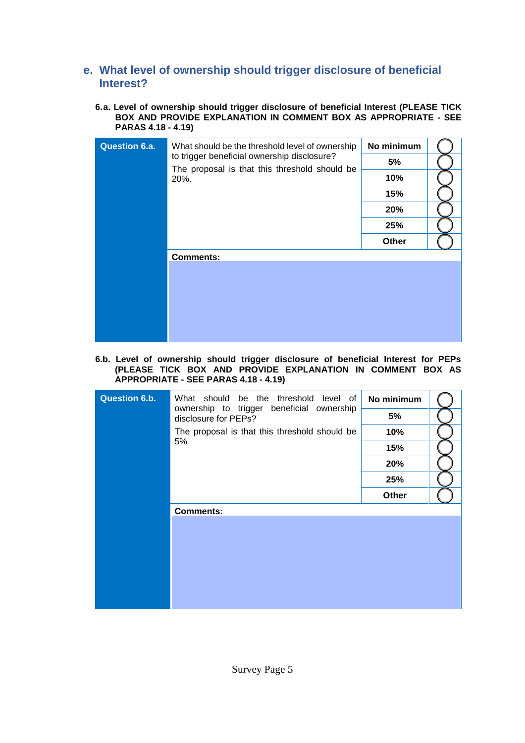## e. What level of ownership should trigger disclosure of beneficial Interest?

**6.a. Level of ownership should trigger disclosure of beneficial Interest (PLEASE TICK BOX AND PROVIDE EXPLANATION IN COMMENT BOX AS APPROPRIATE - SEE PARAS 4.18 - 4.19)**

| Question 6.a. | What should be the threshold level of ownership to trigger beneficial ownership disclosure? The proposal is that this threshold should be 20%. | Option | |
|---|---|---|---|
| | | **No minimum** | ◯ |
| | | **5%** | ◯ |
| | | **10%** | ◯ |
| | | **15%** | ◯ |
| | | **20%** | ◯ |
| | | **25%** | ◯ |
| | | **Other** | ◯ |
| | **Comments:** | | |

**6.b. Level of ownership should trigger disclosure of beneficial Interest for PEPs (PLEASE TICK BOX AND PROVIDE EXPLANATION IN COMMENT BOX AS APPROPRIATE - SEE PARAS 4.18 - 4.19)**

| Question 6.b. | What should be the threshold level of ownership to trigger beneficial ownership disclosure for PEPs? The proposal is that this threshold should be 5% | Option | |
|---|---|---|---|
| | | **No minimum** | ◯ |
| | | **5%** | ◯ |
| | | **10%** | ◯ |
| | | **15%** | ◯ |
| | | **20%** | ◯ |
| | | **25%** | ◯ |
| | | **Other** | ◯ |
| | **Comments:** | | |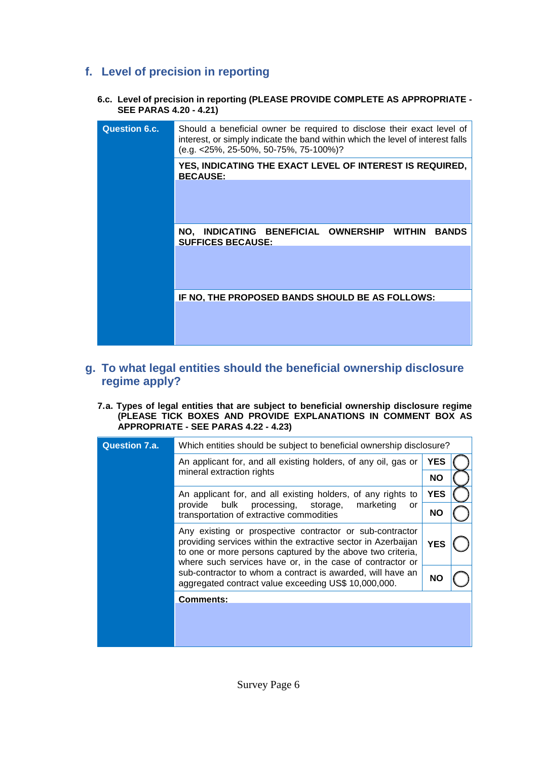## f. Level of precision in reporting

**6.c. Level of precision in reporting (PLEASE PROVIDE COMPLETE AS APPROPRIATE - SEE PARAS 4.20 - 4.21)**

| Question 6.c. | Should a beneficial owner be required to disclose their exact level of interest, or simply indicate the band within which the level of interest falls (e.g. <25%, 25-50%, 50-75%, 75-100%)? |
|---|---|
| | **YES, INDICATING THE EXACT LEVEL OF INTEREST IS REQUIRED, BECAUSE:** |
| | |
| | **NO, INDICATING BENEFICIAL OWNERSHIP WITHIN BANDS SUFFICES BECAUSE:** |
| | |
| | **IF NO, THE PROPOSED BANDS SHOULD BE AS FOLLOWS:** |
| | |

## g. To what legal entities should the beneficial ownership disclosure regime apply?

**7.a. Types of legal entities that are subject to beneficial ownership disclosure regime (PLEASE TICK BOXES AND PROVIDE EXPLANATIONS IN COMMENT BOX AS APPROPRIATE - SEE PARAS 4.22 - 4.23)**

| Question 7.a. | Which entities should be subject to beneficial ownership disclosure? | | |
|---|---|---|---|
| | An applicant for, and all existing holders, of any oil, gas or mineral extraction rights | **YES** | ◯ |
| | | **NO** | ◯ |
| | An applicant for, and all existing holders, of any rights to provide bulk processing, storage, marketing or transportation of extractive commodities | **YES** | ◯ |
| | | **NO** | ◯ |
| | Any existing or prospective contractor or sub-contractor providing services within the extractive sector in Azerbaijan to one or more persons captured by the above two criteria, where such services have or, in the case of contractor or sub-contractor to whom a contract is awarded, will have an aggregated contract value exceeding US$ 10,000,000. | **YES** | ◯ |
| | | **NO** | ◯ |
| | **Comments:** | | |
| | | | |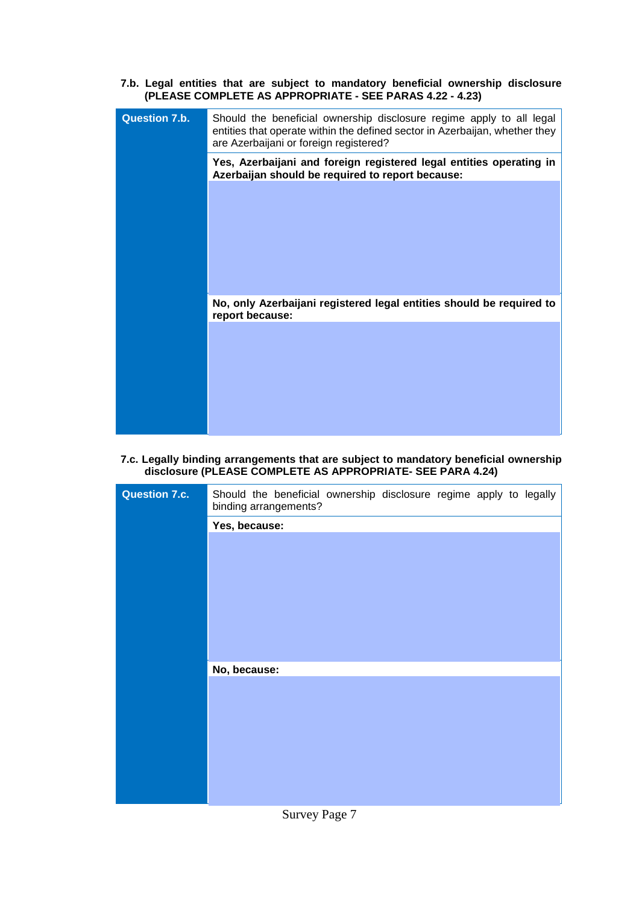**7.b. Legal entities that are subject to mandatory beneficial ownership disclosure (PLEASE COMPLETE AS APPROPRIATE - SEE PARAS 4.22 - 4.23)**

| **Question 7.b.** | Should the beneficial ownership disclosure regime apply to all legal entities that operate within the defined sector in Azerbaijan, whether they are Azerbaijani or foreign registered? |
|---|---|
| | **Yes, Azerbaijani and foreign registered legal entities operating in Azerbaijan should be required to report because:** |
| | |
| | **No, only Azerbaijani registered legal entities should be required to report because:** |
| | |

**7.c. Legally binding arrangements that are subject to mandatory beneficial ownership disclosure (PLEASE COMPLETE AS APPROPRIATE- SEE PARA 4.24)**

| **Question 7.c.** | Should the beneficial ownership disclosure regime apply to legally binding arrangements? |
|---|---|
| | **Yes, because:** |
| | |
| | **No, because:** |
| | |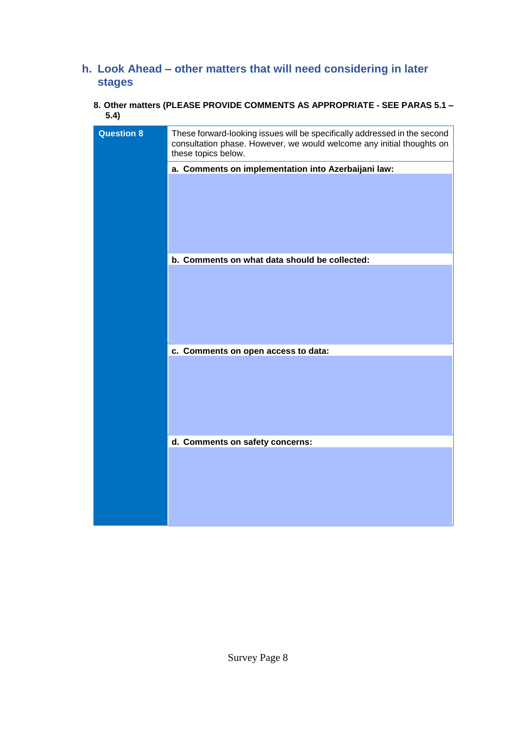## h. Look Ahead – other matters that will need considering in later stages

**8. Other matters (PLEASE PROVIDE COMMENTS AS APPROPRIATE - SEE PARAS 5.1 – 5.4)**

| **Question 8** | These forward-looking issues will be specifically addressed in the second consultation phase. However, we would welcome any initial thoughts on these topics below. |
|---|---|
| | **a. Comments on implementation into Azerbaijani law:** |
| | |
| | **b. Comments on what data should be collected:** |
| | |
| | **c. Comments on open access to data:** |
| | |
| | **d. Comments on safety concerns:** |
| | |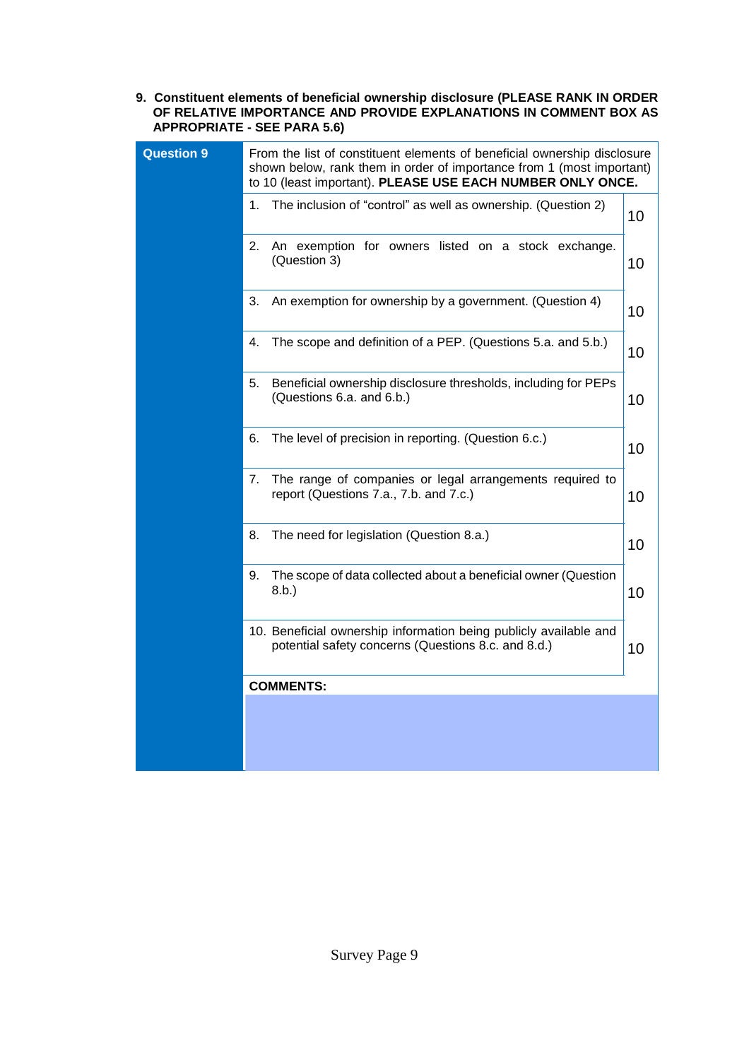**9. Constituent elements of beneficial ownership disclosure (PLEASE RANK IN ORDER OF RELATIVE IMPORTANCE AND PROVIDE EXPLANATIONS IN COMMENT BOX AS APPROPRIATE - SEE PARA 5.6)**

| **Question 9** | From the list of constituent elements of beneficial ownership disclosure shown below, rank them in order of importance from 1 (most important) to 10 (least important). **PLEASE USE EACH NUMBER ONLY ONCE.** | |
|---|---|---|
| | 1. The inclusion of "control" as well as ownership. (Question 2) | 10 |
| | 2. An exemption for owners listed on a stock exchange. (Question 3) | 10 |
| | 3. An exemption for ownership by a government. (Question 4) | 10 |
| | 4. The scope and definition of a PEP. (Questions 5.a. and 5.b.) | 10 |
| | 5. Beneficial ownership disclosure thresholds, including for PEPs (Questions 6.a. and 6.b.) | 10 |
| | 6. The level of precision in reporting. (Question 6.c.) | 10 |
| | 7. The range of companies or legal arrangements required to report (Questions 7.a., 7.b. and 7.c.) | 10 |
| | 8. The need for legislation (Question 8.a.) | 10 |
| | 9. The scope of data collected about a beneficial owner (Question 8.b.) | 10 |
| | 10. Beneficial ownership information being publicly available and potential safety concerns (Questions 8.c. and 8.d.) | 10 |
| | **COMMENTS:** | |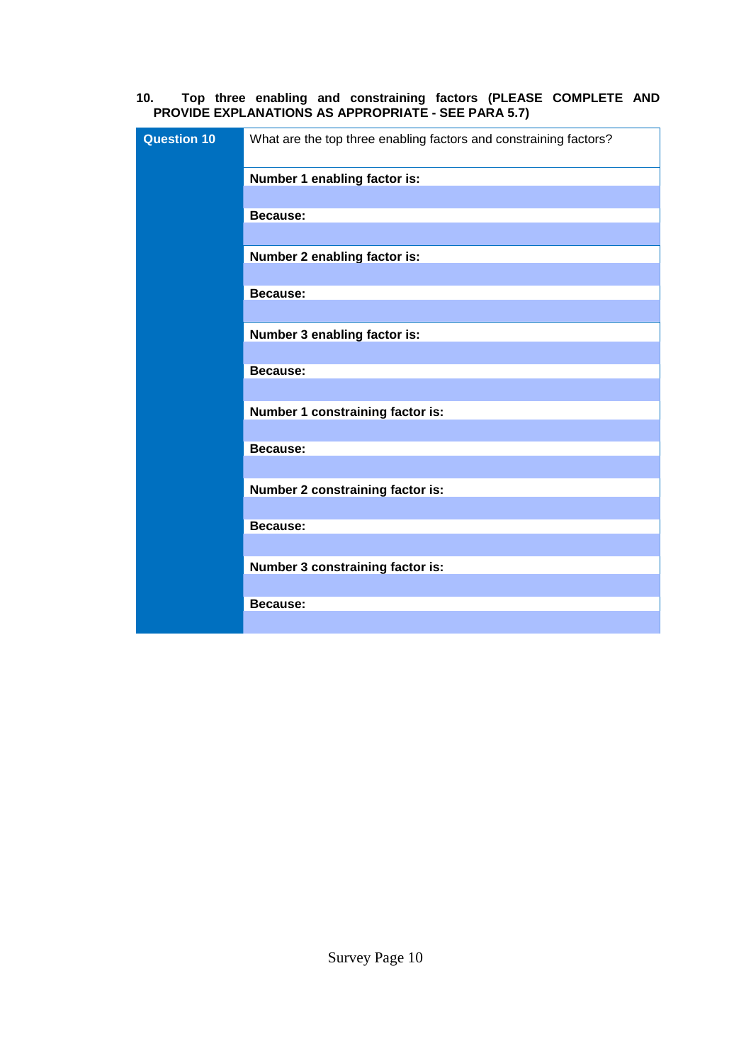**10. Top three enabling and constraining factors (PLEASE COMPLETE AND PROVIDE EXPLANATIONS AS APPROPRIATE - SEE PARA 5.7)**

| Question 10 | What are the top three enabling factors and constraining factors? |
|---|---|
| | **Number 1 enabling factor is:** |
| | |
| | **Because:** |
| | |
| | **Number 2 enabling factor is:** |
| | |
| | **Because:** |
| | |
| | **Number 3 enabling factor is:** |
| | |
| | **Because:** |
| | |
| | **Number 1 constraining factor is:** |
| | |
| | **Because:** |
| | |
| | **Number 2 constraining factor is:** |
| | |
| | **Because:** |
| | |
| | **Number 3 constraining factor is:** |
| | |
| | **Because:** |
| | |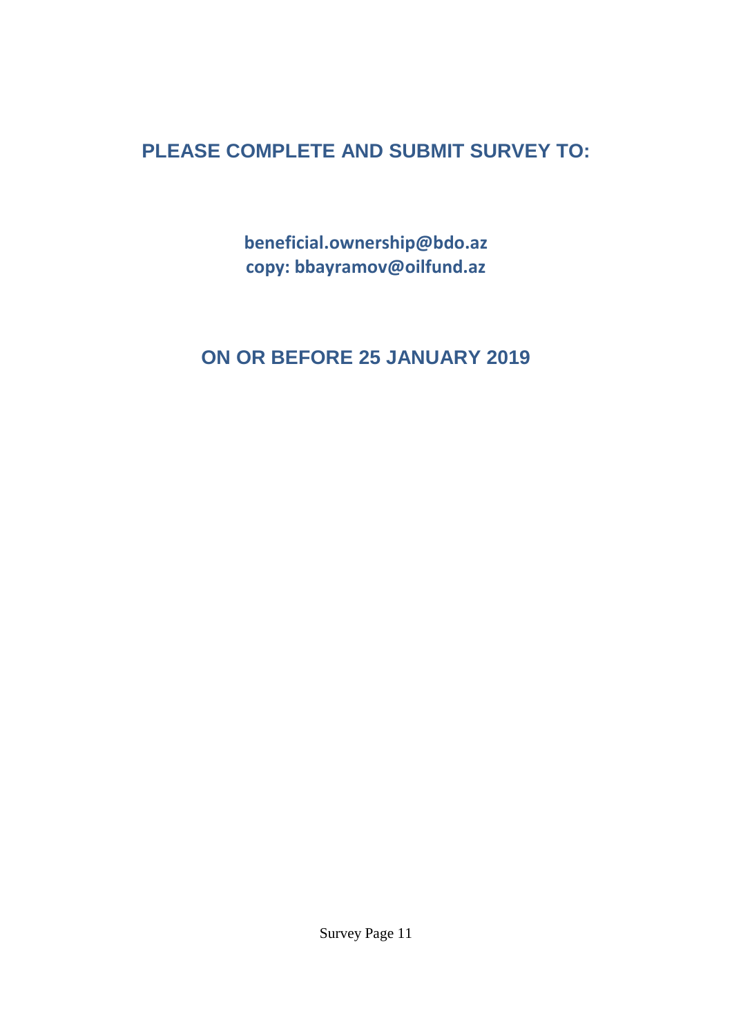## PLEASE COMPLETE AND SUBMIT SURVEY TO:

**beneficial.ownership@bdo.az**
**copy: bbayramov@oilfund.az**

## ON OR BEFORE 25 JANUARY 2019